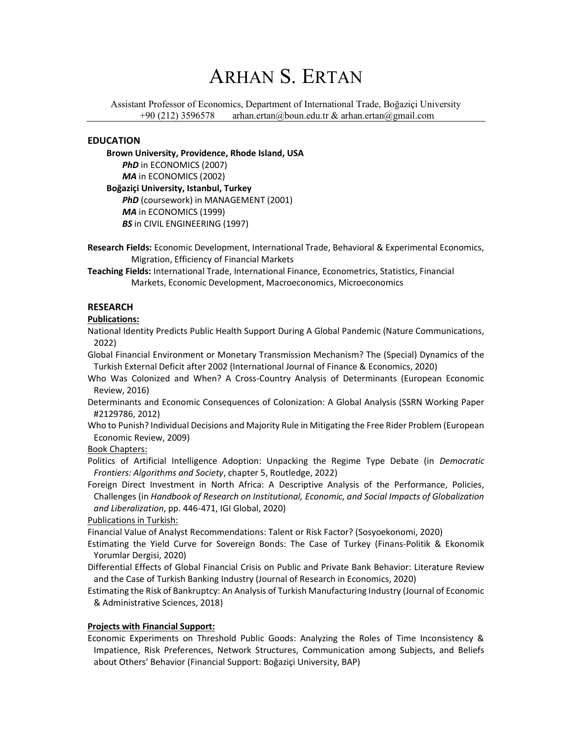# Arhan S. Ertan

Assistant Professor of Economics, Department of International Trade, Boğaziçi University
+90 (212) 3596578 arhan.ertan@boun.edu.tr & arhan.ertan@gmail.com

## EDUCATION

**Brown University, Providence, Rhode Island, USA**
- ***PhD*** in ECONOMICS (2007)
- ***MA*** in ECONOMICS (2002)

**Boğaziçi University, Istanbul, Turkey**
- ***PhD*** (coursework) in MANAGEMENT (2001)
- ***MA*** in ECONOMICS (1999)
- ***BS*** in CIVIL ENGINEERING (1997)

**Research Fields:** Economic Development, International Trade, Behavioral & Experimental Economics, Migration, Efficiency of Financial Markets

**Teaching Fields:** International Trade, International Finance, Econometrics, Statistics, Financial Markets, Economic Development, Macroeconomics, Microeconomics

## RESEARCH

**Publications:**

National Identity Predicts Public Health Support During A Global Pandemic (Nature Communications, 2022)

Global Financial Environment or Monetary Transmission Mechanism? The (Special) Dynamics of the Turkish External Deficit after 2002 (International Journal of Finance & Economics, 2020)

Who Was Colonized and When? A Cross-Country Analysis of Determinants (European Economic Review, 2016)

Determinants and Economic Consequences of Colonization: A Global Analysis (SSRN Working Paper #2129786, 2012)

Who to Punish? Individual Decisions and Majority Rule in Mitigating the Free Rider Problem (European Economic Review, 2009)

Book Chapters:

Politics of Artificial Intelligence Adoption: Unpacking the Regime Type Debate (in *Democratic Frontiers: Algorithms and Society*, chapter 5, Routledge, 2022)

Foreign Direct Investment in North Africa: A Descriptive Analysis of the Performance, Policies, Challenges (in *Handbook of Research on Institutional, Economic, and Social Impacts of Globalization and Liberalization*, pp. 446-471, IGI Global, 2020)

Publications in Turkish:

Financial Value of Analyst Recommendations: Talent or Risk Factor? (Sosyoekonomi, 2020)

Estimating the Yield Curve for Sovereign Bonds: The Case of Turkey (Finans-Politik & Ekonomik Yorumlar Dergisi, 2020)

Differential Effects of Global Financial Crisis on Public and Private Bank Behavior: Literature Review and the Case of Turkish Banking Industry (Journal of Research in Economics, 2020)

Estimating the Risk of Bankruptcy: An Analysis of Turkish Manufacturing Industry (Journal of Economic & Administrative Sciences, 2018)

**Projects with Financial Support:**

Economic Experiments on Threshold Public Goods: Analyzing the Roles of Time Inconsistency & Impatience, Risk Preferences, Network Structures, Communication among Subjects, and Beliefs about Others' Behavior (Financial Support: Boğaziçi University, BAP)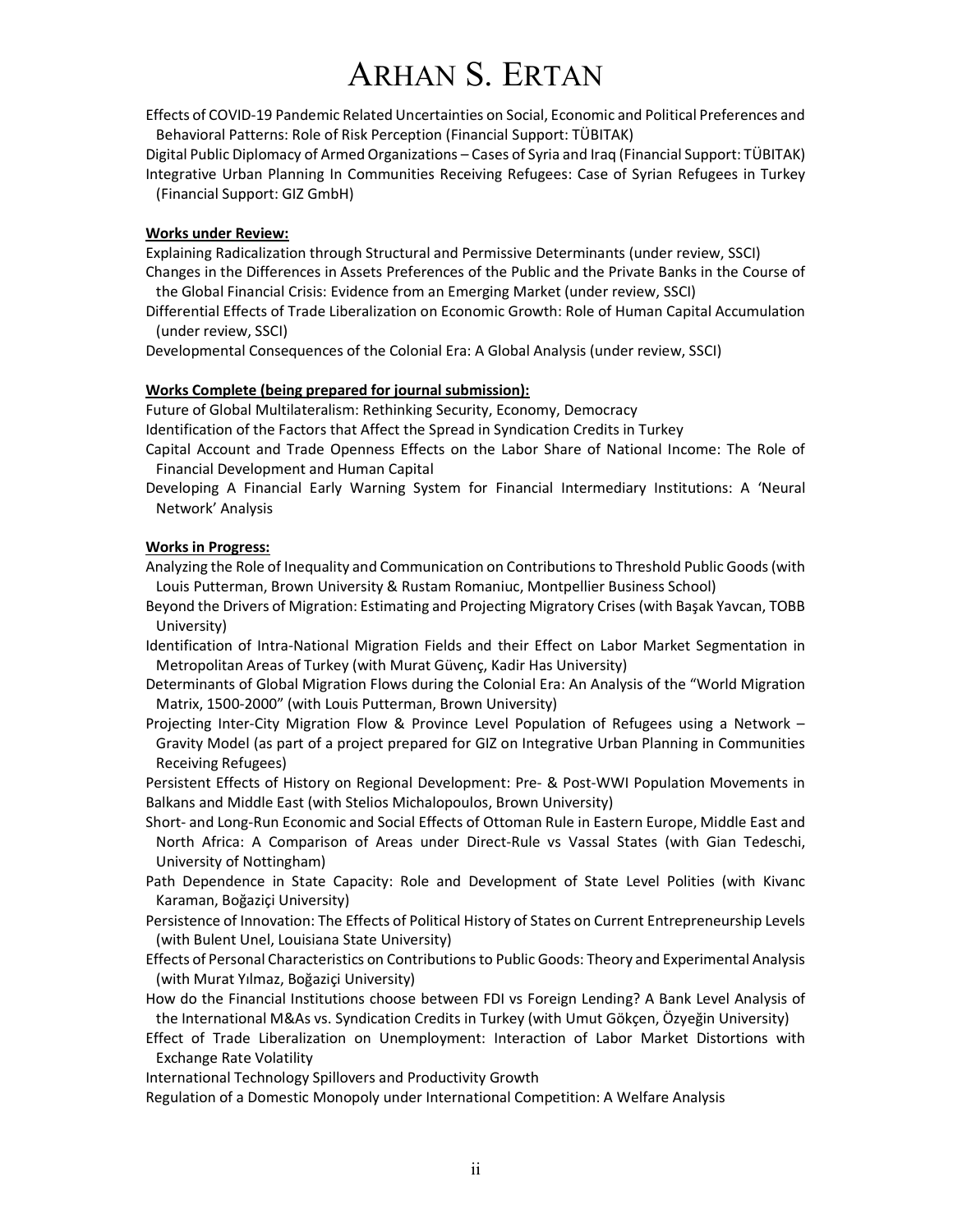Effects of COVID-19 Pandemic Related Uncertainties on Social, Economic and Political Preferences and Behavioral Patterns: Role of Risk Perception (Financial Support: TÜBITAK)

Digital Public Diplomacy of Armed Organizations – Cases of Syria and Iraq (Financial Support: TÜBITAK)

Integrative Urban Planning In Communities Receiving Refugees: Case of Syrian Refugees in Turkey (Financial Support: GIZ GmbH)

**Works under Review:**

Explaining Radicalization through Structural and Permissive Determinants (under review, SSCI)

Changes in the Differences in Assets Preferences of the Public and the Private Banks in the Course of the Global Financial Crisis: Evidence from an Emerging Market (under review, SSCI)

Differential Effects of Trade Liberalization on Economic Growth: Role of Human Capital Accumulation (under review, SSCI)

Developmental Consequences of the Colonial Era: A Global Analysis (under review, SSCI)

**Works Complete (being prepared for journal submission):**

Future of Global Multilateralism: Rethinking Security, Economy, Democracy

Identification of the Factors that Affect the Spread in Syndication Credits in Turkey

Capital Account and Trade Openness Effects on the Labor Share of National Income: The Role of Financial Development and Human Capital

Developing A Financial Early Warning System for Financial Intermediary Institutions: A 'Neural Network' Analysis

**Works in Progress:**

Analyzing the Role of Inequality and Communication on Contributions to Threshold Public Goods (with Louis Putterman, Brown University & Rustam Romaniuc, Montpellier Business School)

Beyond the Drivers of Migration: Estimating and Projecting Migratory Crises (with Başak Yavcan, TOBB University)

Identification of Intra-National Migration Fields and their Effect on Labor Market Segmentation in Metropolitan Areas of Turkey (with Murat Güvenç, Kadir Has University)

Determinants of Global Migration Flows during the Colonial Era: An Analysis of the "World Migration Matrix, 1500-2000" (with Louis Putterman, Brown University)

Projecting Inter-City Migration Flow & Province Level Population of Refugees using a Network – Gravity Model (as part of a project prepared for GIZ on Integrative Urban Planning in Communities Receiving Refugees)

Persistent Effects of History on Regional Development: Pre- & Post-WWI Population Movements in Balkans and Middle East (with Stelios Michalopoulos, Brown University)

Short- and Long-Run Economic and Social Effects of Ottoman Rule in Eastern Europe, Middle East and North Africa: A Comparison of Areas under Direct-Rule vs Vassal States (with Gian Tedeschi, University of Nottingham)

Path Dependence in State Capacity: Role and Development of State Level Polities (with Kivanc Karaman, Boğaziçi University)

Persistence of Innovation: The Effects of Political History of States on Current Entrepreneurship Levels (with Bulent Unel, Louisiana State University)

Effects of Personal Characteristics on Contributions to Public Goods: Theory and Experimental Analysis (with Murat Yılmaz, Boğaziçi University)

How do the Financial Institutions choose between FDI vs Foreign Lending? A Bank Level Analysis of the International M&As vs. Syndication Credits in Turkey (with Umut Gökçen, Özyeğin University)

Effect of Trade Liberalization on Unemployment: Interaction of Labor Market Distortions with Exchange Rate Volatility

International Technology Spillovers and Productivity Growth

Regulation of a Domestic Monopoly under International Competition: A Welfare Analysis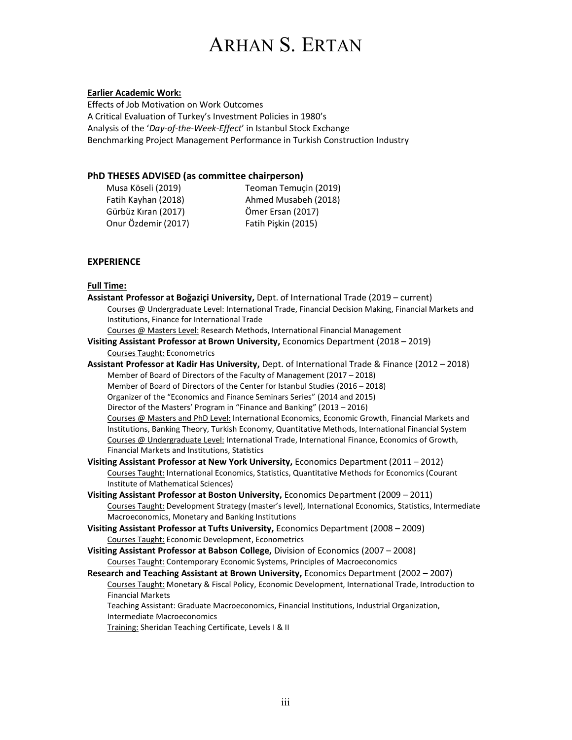# Arhan S. Ertan

**Earlier Academic Work:**

Effects of Job Motivation on Work Outcomes
A Critical Evaluation of Turkey's Investment Policies in 1980's
Analysis of the '*Day-of-the-Week-Effect*' in Istanbul Stock Exchange
Benchmarking Project Management Performance in Turkish Construction Industry

## PhD THESES ADVISED (as committee chairperson)

Musa Köseli (2019)
Teoman Temuçin (2019)
Fatih Kayhan (2018)
Ahmed Musabeh (2018)
Gürbüz Kıran (2017)
Ömer Ersan (2017)
Onur Özdemir (2017)
Fatih Pişkin (2015)

## EXPERIENCE

**Full Time:**

**Assistant Professor at Boğaziçi University,** Dept. of International Trade (2019 – current)
- Courses @ Undergraduate Level: International Trade, Financial Decision Making, Financial Markets and Institutions, Finance for International Trade
- Courses @ Masters Level: Research Methods, International Financial Management

**Visiting Assistant Professor at Brown University,** Economics Department (2018 – 2019)
- Courses Taught: Econometrics

**Assistant Professor at Kadir Has University,** Dept. of International Trade & Finance (2012 – 2018)
- Member of Board of Directors of the Faculty of Management (2017 – 2018)
- Member of Board of Directors of the Center for Istanbul Studies (2016 – 2018)
- Organizer of the "Economics and Finance Seminars Series" (2014 and 2015)
- Director of the Masters' Program in "Finance and Banking" (2013 – 2016)
- Courses @ Masters and PhD Level: International Economics, Economic Growth, Financial Markets and Institutions, Banking Theory, Turkish Economy, Quantitative Methods, International Financial System
- Courses @ Undergraduate Level: International Trade, International Finance, Economics of Growth, Financial Markets and Institutions, Statistics

**Visiting Assistant Professor at New York University,** Economics Department (2011 – 2012)
- Courses Taught: International Economics, Statistics, Quantitative Methods for Economics (Courant Institute of Mathematical Sciences)

**Visiting Assistant Professor at Boston University,** Economics Department (2009 – 2011)
- Courses Taught: Development Strategy (master's level), International Economics, Statistics, Intermediate Macroeconomics, Monetary and Banking Institutions

**Visiting Assistant Professor at Tufts University,** Economics Department (2008 – 2009)
- Courses Taught: Economic Development, Econometrics

**Visiting Assistant Professor at Babson College,** Division of Economics (2007 – 2008)
- Courses Taught: Contemporary Economic Systems, Principles of Macroeconomics

**Research and Teaching Assistant at Brown University,** Economics Department (2002 – 2007)
- Courses Taught: Monetary & Fiscal Policy, Economic Development, International Trade, Introduction to Financial Markets
- Teaching Assistant: Graduate Macroeconomics, Financial Institutions, Industrial Organization, Intermediate Macroeconomics
- Training: Sheridan Teaching Certificate, Levels I & II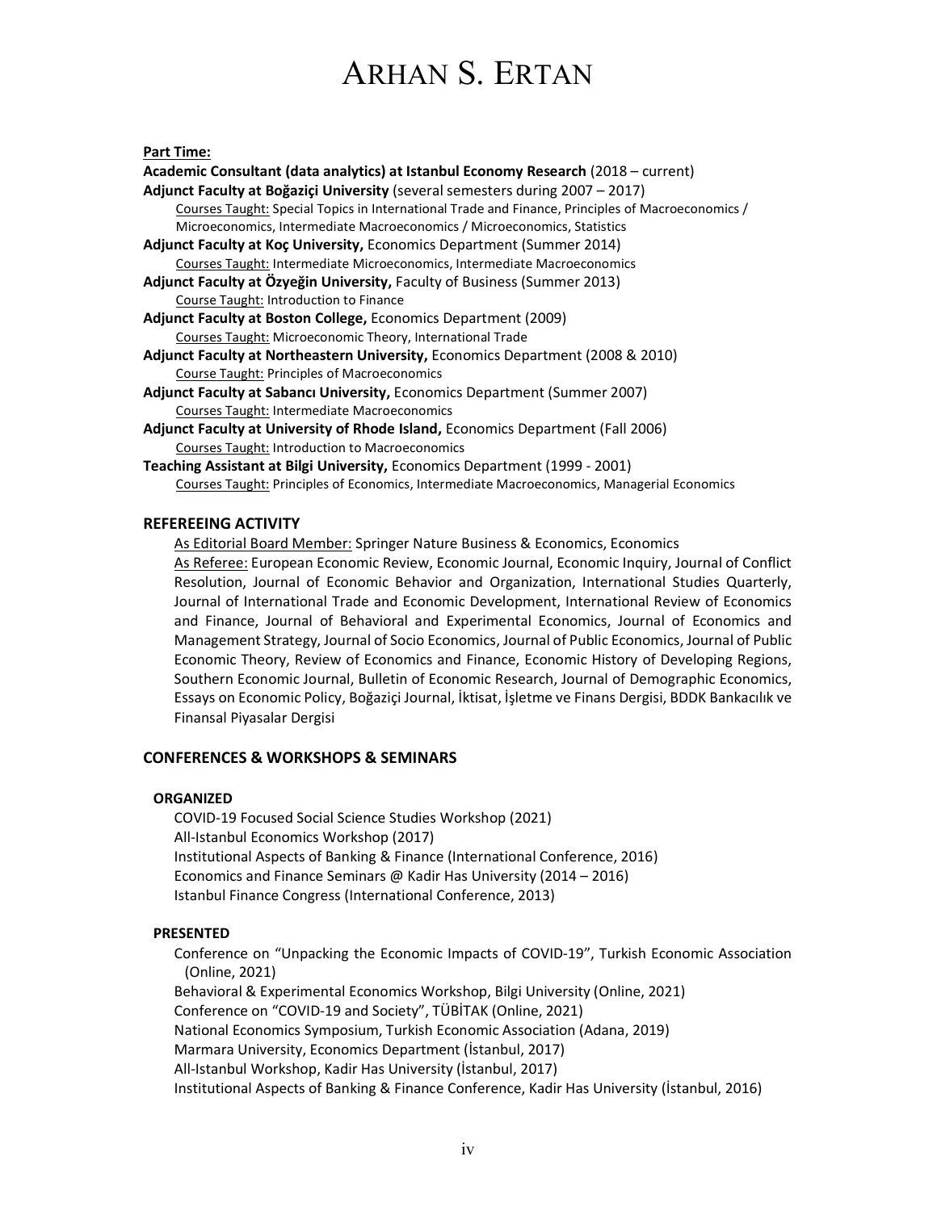**Part Time:**

**Academic Consultant (data analytics) at Istanbul Economy Research** (2018 – current)

**Adjunct Faculty at Boğaziçi University** (several semesters during 2007 – 2017)
Courses Taught: Special Topics in International Trade and Finance, Principles of Macroeconomics / Microeconomics, Intermediate Macroeconomics / Microeconomics, Statistics

**Adjunct Faculty at Koç University,** Economics Department (Summer 2014)
Courses Taught: Intermediate Microeconomics, Intermediate Macroeconomics

**Adjunct Faculty at Özyeğin University,** Faculty of Business (Summer 2013)
Course Taught: Introduction to Finance

**Adjunct Faculty at Boston College,** Economics Department (2009)
Courses Taught: Microeconomic Theory, International Trade

**Adjunct Faculty at Northeastern University,** Economics Department (2008 & 2010)
Course Taught: Principles of Macroeconomics

**Adjunct Faculty at Sabancı University,** Economics Department (Summer 2007)
Courses Taught: Intermediate Macroeconomics

**Adjunct Faculty at University of Rhode Island,** Economics Department (Fall 2006)
Courses Taught: Introduction to Macroeconomics

**Teaching Assistant at Bilgi University,** Economics Department (1999 - 2001)
Courses Taught: Principles of Economics, Intermediate Macroeconomics, Managerial Economics

## REFEREEING ACTIVITY

As Editorial Board Member: Springer Nature Business & Economics, Economics

As Referee: European Economic Review, Economic Journal, Economic Inquiry, Journal of Conflict Resolution, Journal of Economic Behavior and Organization, International Studies Quarterly, Journal of International Trade and Economic Development, International Review of Economics and Finance, Journal of Behavioral and Experimental Economics, Journal of Economics and Management Strategy, Journal of Socio Economics, Journal of Public Economics, Journal of Public Economic Theory, Review of Economics and Finance, Economic History of Developing Regions, Southern Economic Journal, Bulletin of Economic Research, Journal of Demographic Economics, Essays on Economic Policy, Boğaziçi Journal, İktisat, İşletme ve Finans Dergisi, BDDK Bankacılık ve Finansal Piyasalar Dergisi

## CONFERENCES & WORKSHOPS & SEMINARS

### ORGANIZED

COVID-19 Focused Social Science Studies Workshop (2021)
All-Istanbul Economics Workshop (2017)
Institutional Aspects of Banking & Finance (International Conference, 2016)
Economics and Finance Seminars @ Kadir Has University (2014 – 2016)
Istanbul Finance Congress (International Conference, 2013)

### PRESENTED

Conference on "Unpacking the Economic Impacts of COVID-19", Turkish Economic Association (Online, 2021)
Behavioral & Experimental Economics Workshop, Bilgi University (Online, 2021)
Conference on "COVID-19 and Society", TÜBİTAK (Online, 2021)
National Economics Symposium, Turkish Economic Association (Adana, 2019)
Marmara University, Economics Department (İstanbul, 2017)
All-Istanbul Workshop, Kadir Has University (İstanbul, 2017)
Institutional Aspects of Banking & Finance Conference, Kadir Has University (İstanbul, 2016)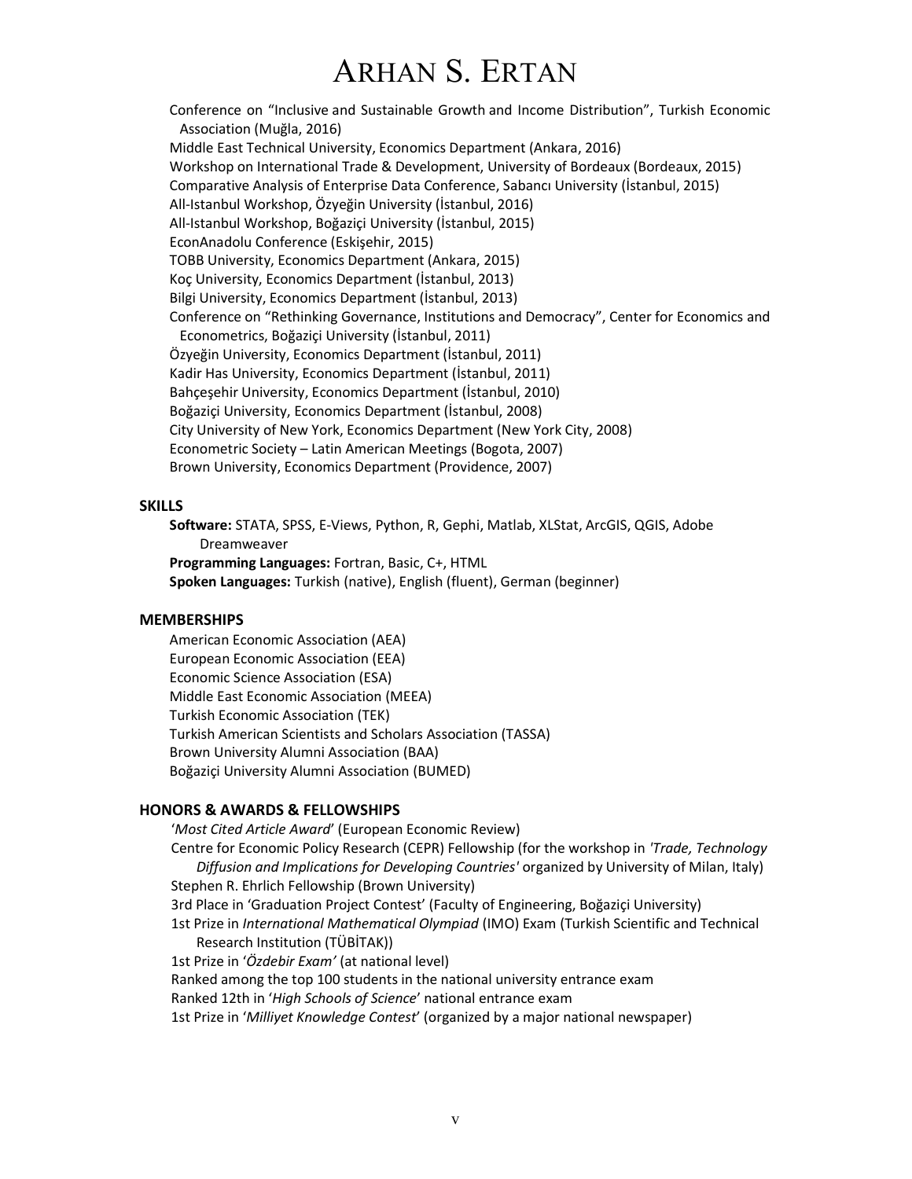Conference on “Inclusive and Sustainable Growth and Income Distribution”, Turkish Economic Association (Muğla, 2016)
Middle East Technical University, Economics Department (Ankara, 2016)
Workshop on International Trade & Development, University of Bordeaux (Bordeaux, 2015)
Comparative Analysis of Enterprise Data Conference, Sabancı University (İstanbul, 2015)
All-Istanbul Workshop, Özyeğin University (İstanbul, 2016)
All-Istanbul Workshop, Boğaziçi University (İstanbul, 2015)
EconAnadolu Conference (Eskişehir, 2015)
TOBB University, Economics Department (Ankara, 2015)
Koç University, Economics Department (İstanbul, 2013)
Bilgi University, Economics Department (İstanbul, 2013)
Conference on “Rethinking Governance, Institutions and Democracy”, Center for Economics and Econometrics, Boğaziçi University (İstanbul, 2011)
Özyeğin University, Economics Department (İstanbul, 2011)
Kadir Has University, Economics Department (İstanbul, 2011)
Bahçeşehir University, Economics Department (İstanbul, 2010)
Boğaziçi University, Economics Department (İstanbul, 2008)
City University of New York, Economics Department (New York City, 2008)
Econometric Society – Latin American Meetings (Bogota, 2007)
Brown University, Economics Department (Providence, 2007)

## SKILLS

**Software:** STATA, SPSS, E-Views, Python, R, Gephi, Matlab, XLStat, ArcGIS, QGIS, Adobe Dreamweaver
**Programming Languages:** Fortran, Basic, C+, HTML
**Spoken Languages:** Turkish (native), English (fluent), German (beginner)

## MEMBERSHIPS

American Economic Association (AEA)
European Economic Association (EEA)
Economic Science Association (ESA)
Middle East Economic Association (MEEA)
Turkish Economic Association (TEK)
Turkish American Scientists and Scholars Association (TASSA)
Brown University Alumni Association (BAA)
Boğaziçi University Alumni Association (BUMED)

## HONORS & AWARDS & FELLOWSHIPS

‘*Most Cited Article Award*’ (European Economic Review)
Centre for Economic Policy Research (CEPR) Fellowship (for the workshop in *'Trade, Technology Diffusion and Implications for Developing Countries'* organized by University of Milan, Italy)
Stephen R. Ehrlich Fellowship (Brown University)
3rd Place in ‘Graduation Project Contest’ (Faculty of Engineering, Boğaziçi University)
1st Prize in *International Mathematical Olympiad* (IMO) Exam (Turkish Scientific and Technical Research Institution (TÜBİTAK))
1st Prize in ‘*Özdebir Exam’* (at national level)
Ranked among the top 100 students in the national university entrance exam
Ranked 12th in ‘*High Schools of Science*’ national entrance exam
1st Prize in ‘*Milliyet Knowledge Contest*’ (organized by a major national newspaper)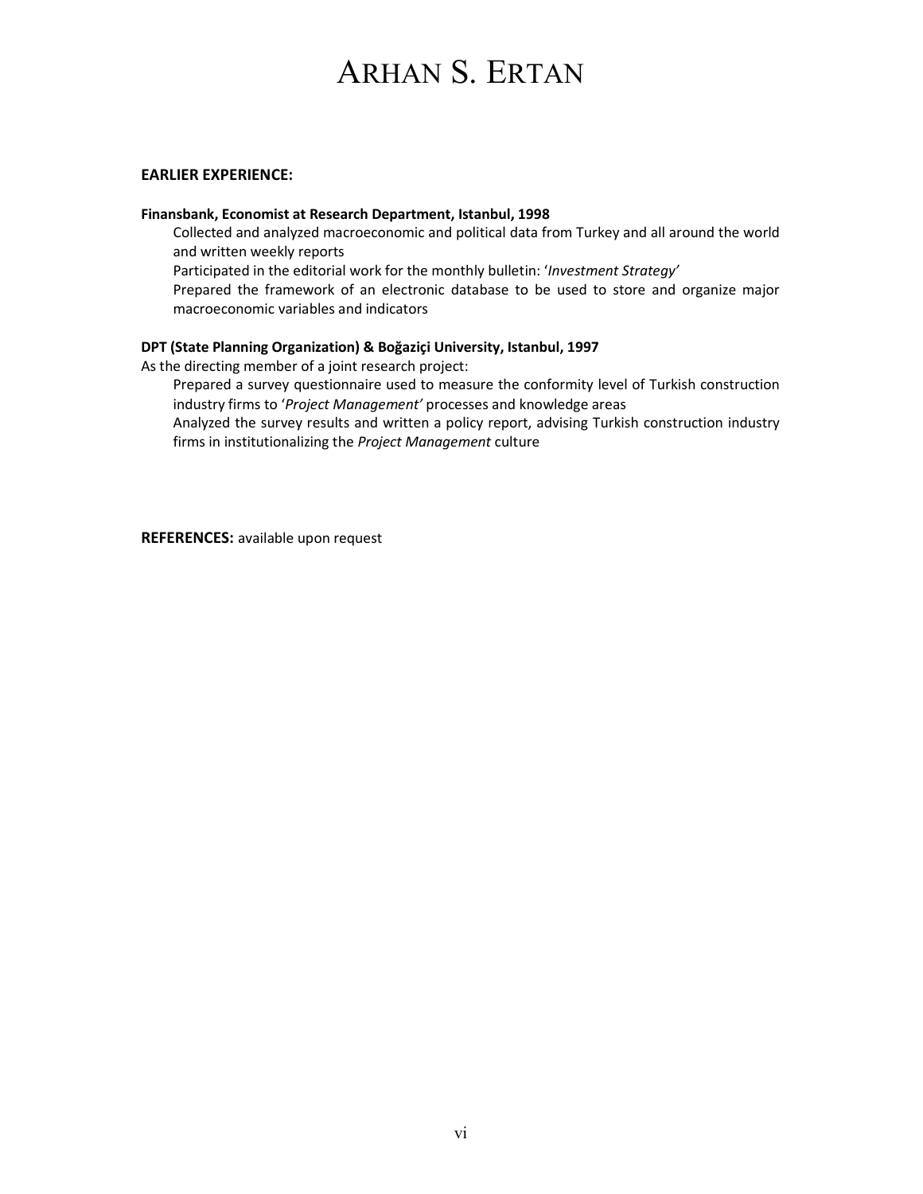# ARHAN S. ERTAN

**EARLIER EXPERIENCE:**

**Finansbank, Economist at Research Department, Istanbul, 1998**

Collected and analyzed macroeconomic and political data from Turkey and all around the world and written weekly reports

Participated in the editorial work for the monthly bulletin: '*Investment Strategy*'

Prepared the framework of an electronic database to be used to store and organize major macroeconomic variables and indicators

**DPT (State Planning Organization) & Boğaziçi University, Istanbul, 1997**

As the directing member of a joint research project:

Prepared a survey questionnaire used to measure the conformity level of Turkish construction industry firms to '*Project Management'* processes and knowledge areas

Analyzed the survey results and written a policy report, advising Turkish construction industry firms in institutionalizing the *Project Management* culture

**REFERENCES:** available upon request